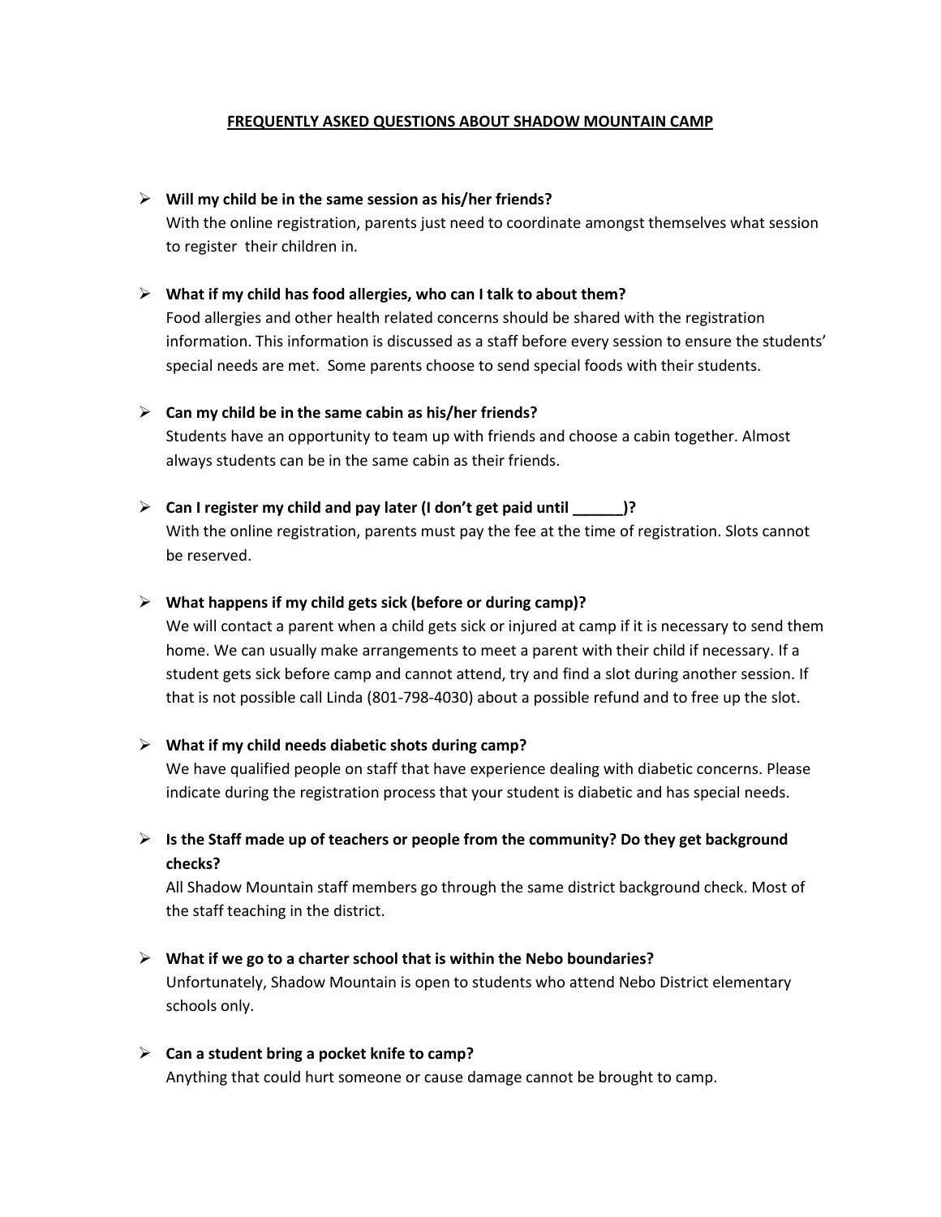# FREQUENTLY ASKED QUESTIONS ABOUT SHADOW MOUNTAIN CAMP

- **Will my child be in the same session as his/her friends?**
  With the online registration, parents just need to coordinate amongst themselves what session to register their children in.

- **What if my child has food allergies, who can I talk to about them?**
  Food allergies and other health related concerns should be shared with the registration information. This information is discussed as a staff before every session to ensure the students' special needs are met. Some parents choose to send special foods with their students.

- **Can my child be in the same cabin as his/her friends?**
  Students have an opportunity to team up with friends and choose a cabin together. Almost always students can be in the same cabin as their friends.

- **Can I register my child and pay later (I don't get paid until ______)?**
  With the online registration, parents must pay the fee at the time of registration. Slots cannot be reserved.

- **What happens if my child gets sick (before or during camp)?**
  We will contact a parent when a child gets sick or injured at camp if it is necessary to send them home. We can usually make arrangements to meet a parent with their child if necessary. If a student gets sick before camp and cannot attend, try and find a slot during another session. If that is not possible call Linda (801-798-4030) about a possible refund and to free up the slot.

- **What if my child needs diabetic shots during camp?**
  We have qualified people on staff that have experience dealing with diabetic concerns. Please indicate during the registration process that your student is diabetic and has special needs.

- **Is the Staff made up of teachers or people from the community? Do they get background checks?**
  All Shadow Mountain staff members go through the same district background check. Most of the staff teaching in the district.

- **What if we go to a charter school that is within the Nebo boundaries?**
  Unfortunately, Shadow Mountain is open to students who attend Nebo District elementary schools only.

- **Can a student bring a pocket knife to camp?**
  Anything that could hurt someone or cause damage cannot be brought to camp.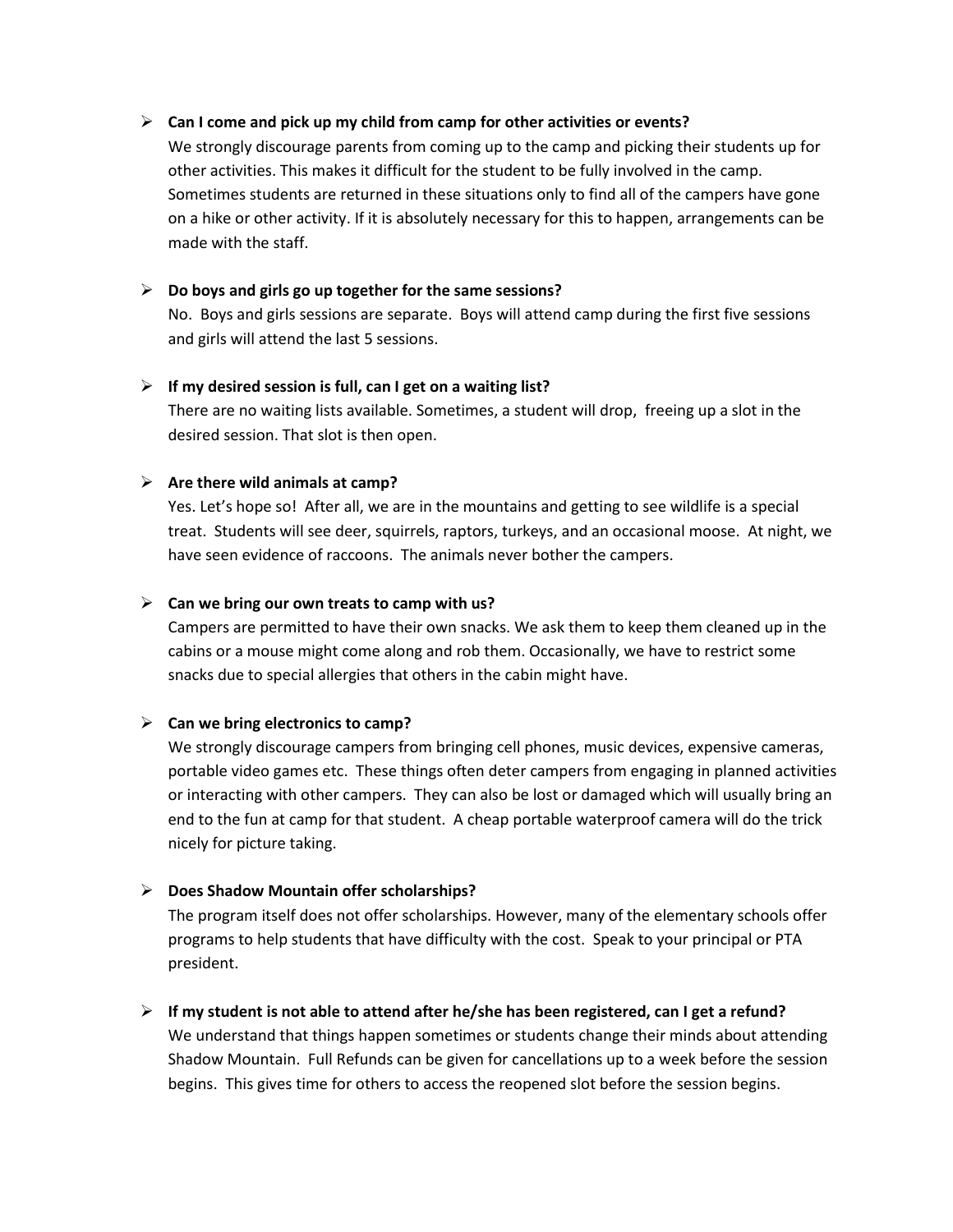- **Can I come and pick up my child from camp for other activities or events?**

  We strongly discourage parents from coming up to the camp and picking their students up for other activities. This makes it difficult for the student to be fully involved in the camp. Sometimes students are returned in these situations only to find all of the campers have gone on a hike or other activity. If it is absolutely necessary for this to happen, arrangements can be made with the staff.

- **Do boys and girls go up together for the same sessions?**

  No. Boys and girls sessions are separate. Boys will attend camp during the first five sessions and girls will attend the last 5 sessions.

- **If my desired session is full, can I get on a waiting list?**

  There are no waiting lists available. Sometimes, a student will drop, freeing up a slot in the desired session. That slot is then open.

- **Are there wild animals at camp?**

  Yes. Let's hope so! After all, we are in the mountains and getting to see wildlife is a special treat. Students will see deer, squirrels, raptors, turkeys, and an occasional moose. At night, we have seen evidence of raccoons. The animals never bother the campers.

- **Can we bring our own treats to camp with us?**

  Campers are permitted to have their own snacks. We ask them to keep them cleaned up in the cabins or a mouse might come along and rob them. Occasionally, we have to restrict some snacks due to special allergies that others in the cabin might have.

- **Can we bring electronics to camp?**

  We strongly discourage campers from bringing cell phones, music devices, expensive cameras, portable video games etc. These things often deter campers from engaging in planned activities or interacting with other campers. They can also be lost or damaged which will usually bring an end to the fun at camp for that student. A cheap portable waterproof camera will do the trick nicely for picture taking.

- **Does Shadow Mountain offer scholarships?**

  The program itself does not offer scholarships. However, many of the elementary schools offer programs to help students that have difficulty with the cost. Speak to your principal or PTA president.

- **If my student is not able to attend after he/she has been registered, can I get a refund?**

  We understand that things happen sometimes or students change their minds about attending Shadow Mountain. Full Refunds can be given for cancellations up to a week before the session begins. This gives time for others to access the reopened slot before the session begins.